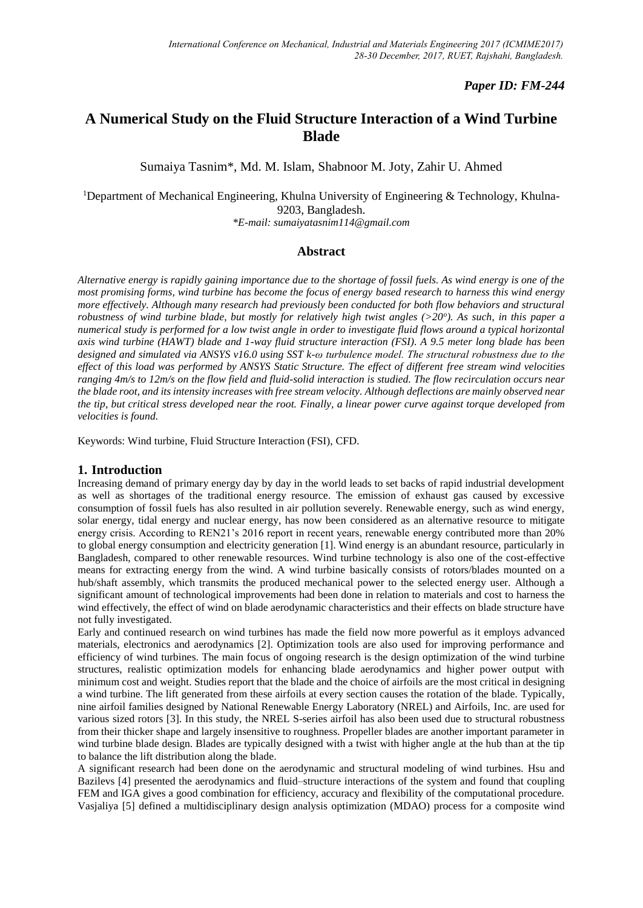*Paper ID: FM-244*

# A Numerical Study on the Fluid Structure Interaction of a Wind Turbine Blade

Sumaiya Tasnim*, Md. M. Islam, Shabnoor M. Joty, Zahir U. Ahmed

[1]Department of Mechanical Engineering, Khulna University of Engineering & Technology, Khulna-9203, Bangladesh.

*\*E-mail: sumaiyatasnim114@gmail.com*

## Abstract

*Alternative energy is rapidly gaining importance due to the shortage of fossil fuels. As wind energy is one of the most promising forms, wind turbine has become the focus of energy based research to harness this wind energy more effectively. Although many research had previously been conducted for both flow behaviors and structural robustness of wind turbine blade, but mostly for relatively high twist angles (>20°). As such, in this paper a numerical study is performed for a low twist angle in order to investigate fluid flows around a typical horizontal axis wind turbine (HAWT) blade and 1-way fluid structure interaction (FSI). A 9.5 meter long blade has been designed and simulated via ANSYS v16.0 using SST k-ω turbulence model. The structural robustness due to the effect of this load was performed by ANSYS Static Structure. The effect of different free stream wind velocities ranging 4m/s to 12m/s on the flow field and fluid-solid interaction is studied. The flow recirculation occurs near the blade root, and its intensity increases with free stream velocity. Although deflections are mainly observed near the tip, but critical stress developed near the root. Finally, a linear power curve against torque developed from velocities is found.*

Keywords: Wind turbine, Fluid Structure Interaction (FSI), CFD.

## 1. Introduction

Increasing demand of primary energy day by day in the world leads to set backs of rapid industrial development as well as shortages of the traditional energy resource. The emission of exhaust gas caused by excessive consumption of fossil fuels has also resulted in air pollution severely. Renewable energy, such as wind energy, solar energy, tidal energy and nuclear energy, has now been considered as an alternative resource to mitigate energy crisis. According to REN21's 2016 report in recent years, renewable energy contributed more than 20% to global energy consumption and electricity generation [1]. Wind energy is an abundant resource, particularly in Bangladesh, compared to other renewable resources. Wind turbine technology is also one of the cost-effective means for extracting energy from the wind. A wind turbine basically consists of rotors/blades mounted on a hub/shaft assembly, which transmits the produced mechanical power to the selected energy user. Although a significant amount of technological improvements had been done in relation to materials and cost to harness the wind effectively, the effect of wind on blade aerodynamic characteristics and their effects on blade structure have not fully investigated.

Early and continued research on wind turbines has made the field now more powerful as it employs advanced materials, electronics and aerodynamics [2]. Optimization tools are also used for improving performance and efficiency of wind turbines. The main focus of ongoing research is the design optimization of the wind turbine structures, realistic optimization models for enhancing blade aerodynamics and higher power output with minimum cost and weight. Studies report that the blade and the choice of airfoils are the most critical in designing a wind turbine. The lift generated from these airfoils at every section causes the rotation of the blade. Typically, nine airfoil families designed by National Renewable Energy Laboratory (NREL) and Airfoils, Inc. are used for various sized rotors [3]. In this study, the NREL S-series airfoil has also been used due to structural robustness from their thicker shape and largely insensitive to roughness. Propeller blades are another important parameter in wind turbine blade design. Blades are typically designed with a twist with higher angle at the hub than at the tip to balance the lift distribution along the blade.

A significant research had been done on the aerodynamic and structural modeling of wind turbines. Hsu and Bazilevs [4] presented the aerodynamics and fluid–structure interactions of the system and found that coupling FEM and IGA gives a good combination for efficiency, accuracy and flexibility of the computational procedure. Vasjaliya [5] defined a multidisciplinary design analysis optimization (MDAO) process for a composite wind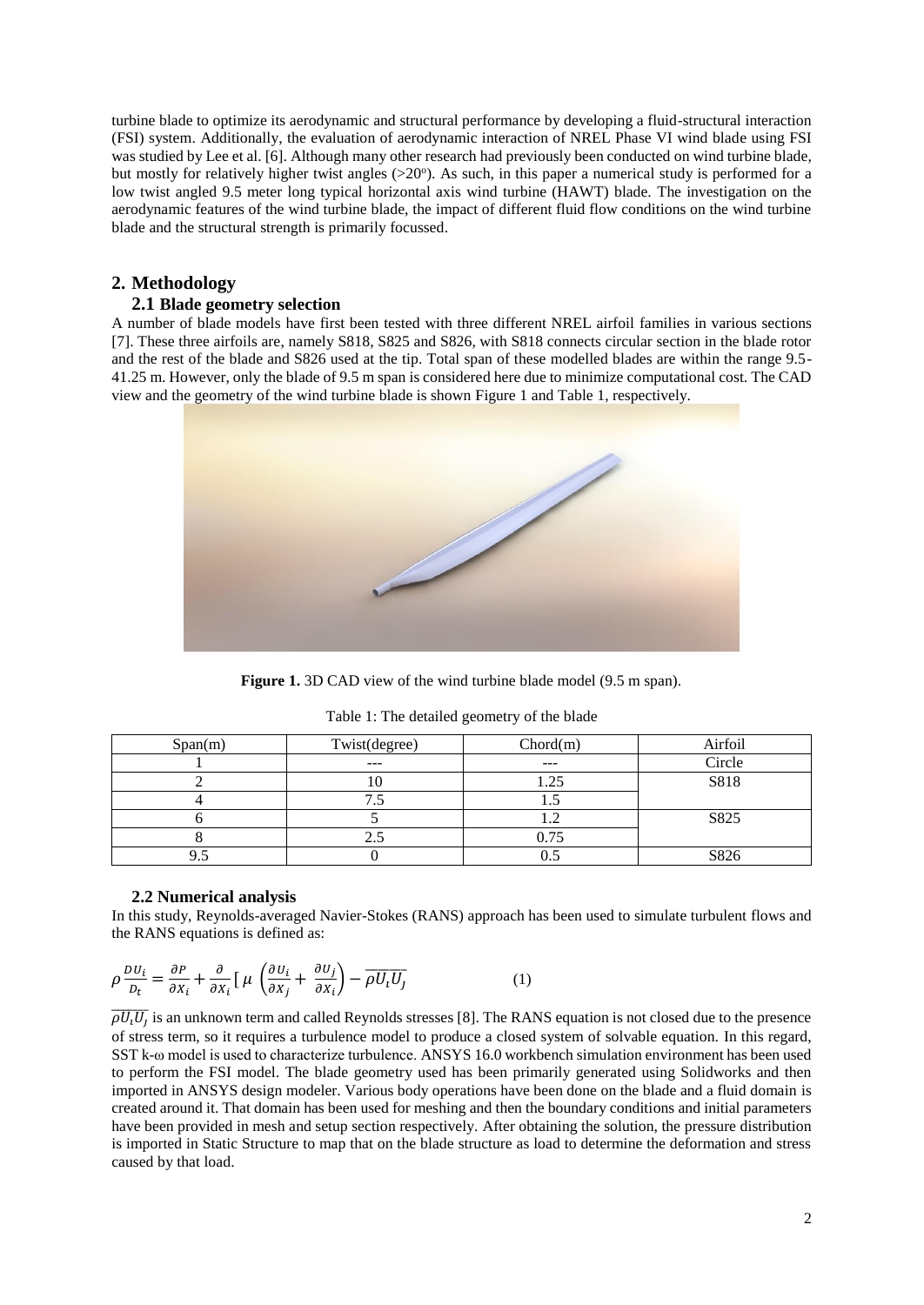turbine blade to optimize its aerodynamic and structural performance by developing a fluid-structural interaction (FSI) system. Additionally, the evaluation of aerodynamic interaction of NREL Phase VI wind blade using FSI was studied by Lee et al. [6]. Although many other research had previously been conducted on wind turbine blade, but mostly for relatively higher twist angles (>20°). As such, in this paper a numerical study is performed for a low twist angled 9.5 meter long typical horizontal axis wind turbine (HAWT) blade. The investigation on the aerodynamic features of the wind turbine blade, the impact of different fluid flow conditions on the wind turbine blade and the structural strength is primarily focussed.

## 2. Methodology

### 2.1 Blade geometry selection

A number of blade models have first been tested with three different NREL airfoil families in various sections [7]. These three airfoils are, namely S818, S825 and S826, with S818 connects circular section in the blade rotor and the rest of the blade and S826 used at the tip. Total span of these modelled blades are within the range 9.5-41.25 m. However, only the blade of 9.5 m span is considered here due to minimize computational cost. The CAD view and the geometry of the wind turbine blade is shown Figure 1 and Table 1, respectively.

**Figure 1.** 3D CAD view of the wind turbine blade model (9.5 m span).

Table 1: The detailed geometry of the blade

| Span(m) | Twist(degree) | Chord(m) | Airfoil |
| --- | --- | --- | --- |
| 1 | --- | --- | Circle |
| 2 | 10 | 1.25 | S818 |
| 4 | 7.5 | 1.5 | |
| 6 | 5 | 1.2 | S825 |
| 8 | 2.5 | 0.75 | |
| 9.5 | 0 | 0.5 | S826 |

### 2.2 Numerical analysis

In this study, Reynolds-averaged Navier-Stokes (RANS) approach has been used to simulate turbulent flows and the RANS equations is defined as:

$$\rho \frac{DU_i}{D_t} = \frac{\partial P}{\partial X_i} + \frac{\partial}{\partial X_i}\left[ \mu \left( \frac{\partial U_i}{\partial X_j} + \frac{\partial U_j}{\partial X_i} \right) - \overline{\rho U_i U_j} \right. \qquad (1)$$

$\overline{\rho U_i U_j}$ is an unknown term and called Reynolds stresses [8]. The RANS equation is not closed due to the presence of stress term, so it requires a turbulence model to produce a closed system of solvable equation. In this regard, SST k-ω model is used to characterize turbulence. ANSYS 16.0 workbench simulation environment has been used to perform the FSI model. The blade geometry used has been primarily generated using Solidworks and then imported in ANSYS design modeler. Various body operations have been done on the blade and a fluid domain is created around it. That domain has been used for meshing and then the boundary conditions and initial parameters have been provided in mesh and setup section respectively. After obtaining the solution, the pressure distribution is imported in Static Structure to map that on the blade structure as load to determine the deformation and stress caused by that load.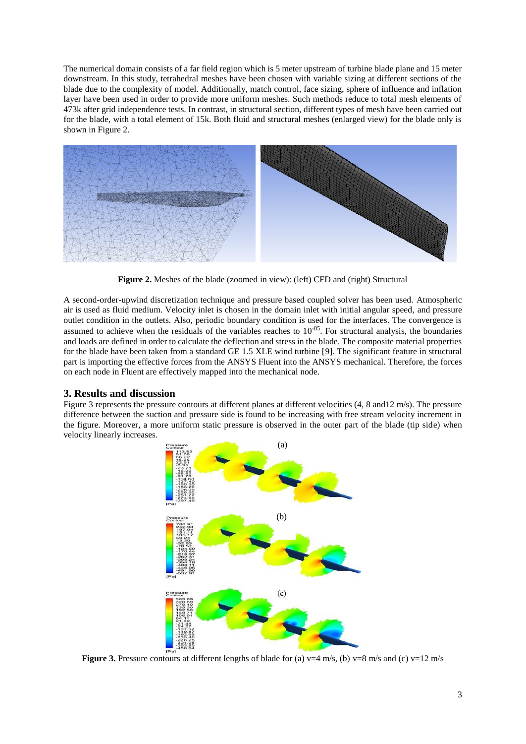The numerical domain consists of a far field region which is 5 meter upstream of turbine blade plane and 15 meter downstream. In this study, tetrahedral meshes have been chosen with variable sizing at different sections of the blade due to the complexity of model. Additionally, match control, face sizing, sphere of influence and inflation layer have been used in order to provide more uniform meshes. Such methods reduce to total mesh elements of 473k after grid independence tests. In contrast, in structural section, different types of mesh have been carried out for the blade, with a total element of 15k. Both fluid and structural meshes (enlarged view) for the blade only is shown in Figure 2.

**Figure 2.** Meshes of the blade (zoomed in view): (left) CFD and (right) Structural

A second-order-upwind discretization technique and pressure based coupled solver has been used. Atmospheric air is used as fluid medium. Velocity inlet is chosen in the domain inlet with initial angular speed, and pressure outlet condition in the outlets. Also, periodic boundary condition is used for the interfaces. The convergence is assumed to achieve when the residuals of the variables reaches to $10^{-05}$. For structural analysis, the boundaries and loads are defined in order to calculate the deflection and stress in the blade. The composite material properties for the blade have been taken from a standard GE 1.5 XLE wind turbine [9]. The significant feature in structural part is importing the effective forces from the ANSYS Fluent into the ANSYS mechanical. Therefore, the forces on each node in Fluent are effectively mapped into the mechanical node.

## 3. Results and discussion

Figure 3 represents the pressure contours at different planes at different velocities (4, 8 and12 m/s). The pressure difference between the suction and pressure side is found to be increasing with free stream velocity increment in the figure. Moreover, a more uniform static pressure is observed in the outer part of the blade (tip side) when velocity linearly increases.

**Figure 3.** Pressure contours at different lengths of blade for (a) v=4 m/s, (b) v=8 m/s and (c) v=12 m/s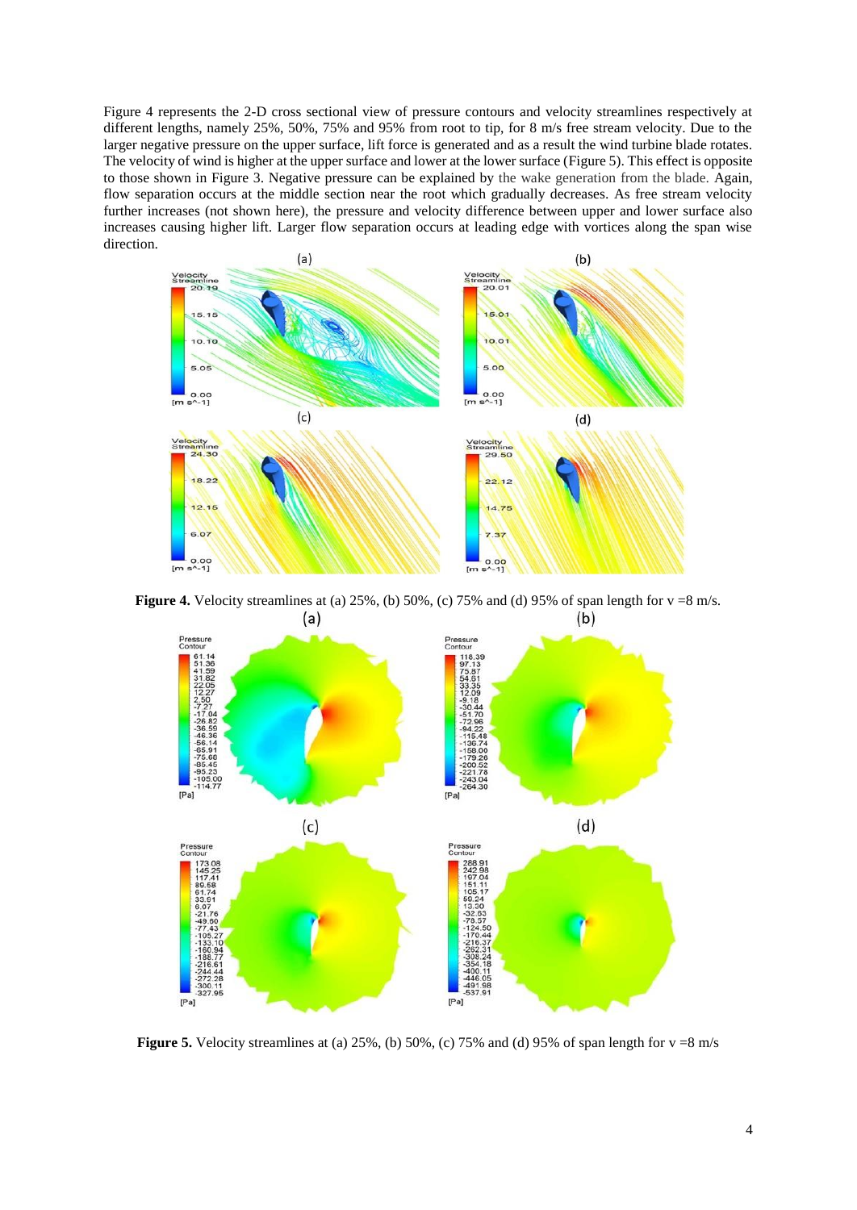Figure 4 represents the 2-D cross sectional view of pressure contours and velocity streamlines respectively at different lengths, namely 25%, 50%, 75% and 95% from root to tip, for 8 m/s free stream velocity. Due to the larger negative pressure on the upper surface, lift force is generated and as a result the wind turbine blade rotates. The velocity of wind is higher at the upper surface and lower at the lower surface (Figure 5). This effect is opposite to those shown in Figure 3. Negative pressure can be explained by the wake generation from the blade. Again, flow separation occurs at the middle section near the root which gradually decreases. As free stream velocity further increases (not shown here), the pressure and velocity difference between upper and lower surface also increases causing higher lift. Larger flow separation occurs at leading edge with vortices along the span wise direction.

**Figure 4.** Velocity streamlines at (a) 25%, (b) 50%, (c) 75% and (d) 95% of span length for v =8 m/s.

**Figure 5.** Velocity streamlines at (a) 25%, (b) 50%, (c) 75% and (d) 95% of span length for v =8 m/s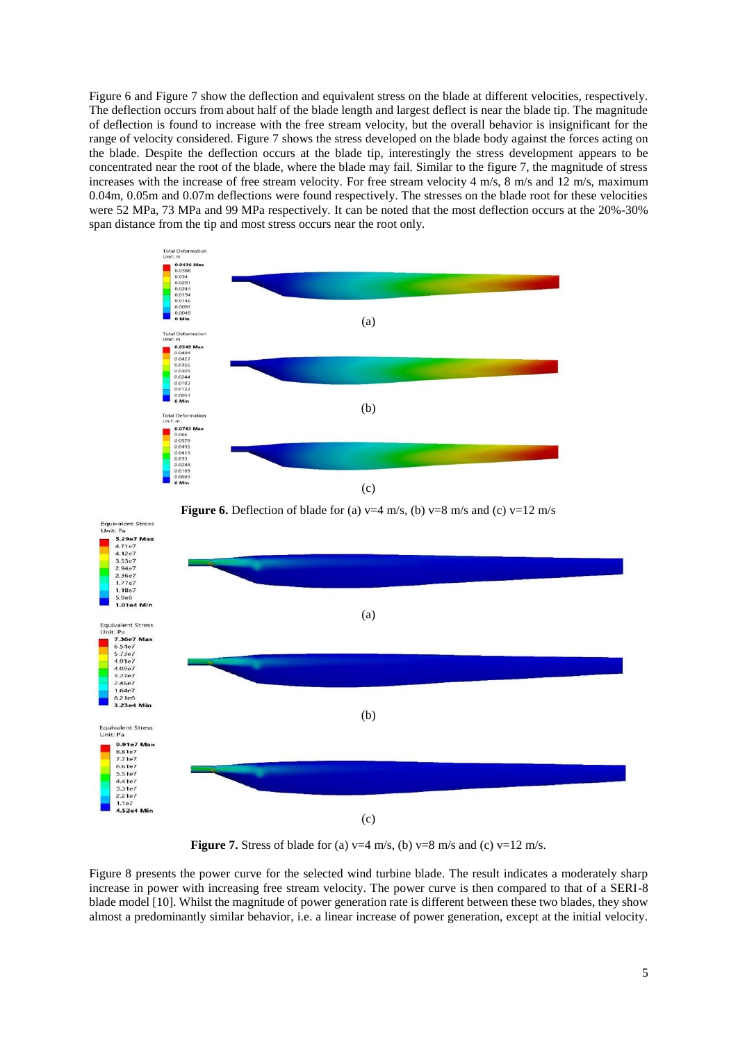Figure 6 and Figure 7 show the deflection and equivalent stress on the blade at different velocities, respectively. The deflection occurs from about half of the blade length and largest deflect is near the blade tip. The magnitude of deflection is found to increase with the free stream velocity, but the overall behavior is insignificant for the range of velocity considered. Figure 7 shows the stress developed on the blade body against the forces acting on the blade. Despite the deflection occurs at the blade tip, interestingly the stress development appears to be concentrated near the root of the blade, where the blade may fail. Similar to the figure 7, the magnitude of stress increases with the increase of free stream velocity. For free stream velocity 4 m/s, 8 m/s and 12 m/s, maximum 0.04m, 0.05m and 0.07m deflections were found respectively. The stresses on the blade root for these velocities were 52 MPa, 73 MPa and 99 MPa respectively. It can be noted that the most deflection occurs at the 20%-30% span distance from the tip and most stress occurs near the root only.

**Figure 6.** Deflection of blade for (a) v=4 m/s, (b) v=8 m/s and (c) v=12 m/s

**Figure 7.** Stress of blade for (a) v=4 m/s, (b) v=8 m/s and (c) v=12 m/s.

Figure 8 presents the power curve for the selected wind turbine blade. The result indicates a moderately sharp increase in power with increasing free stream velocity. The power curve is then compared to that of a SERI-8 blade model [10]. Whilst the magnitude of power generation rate is different between these two blades, they show almost a predominantly similar behavior, i.e. a linear increase of power generation, except at the initial velocity.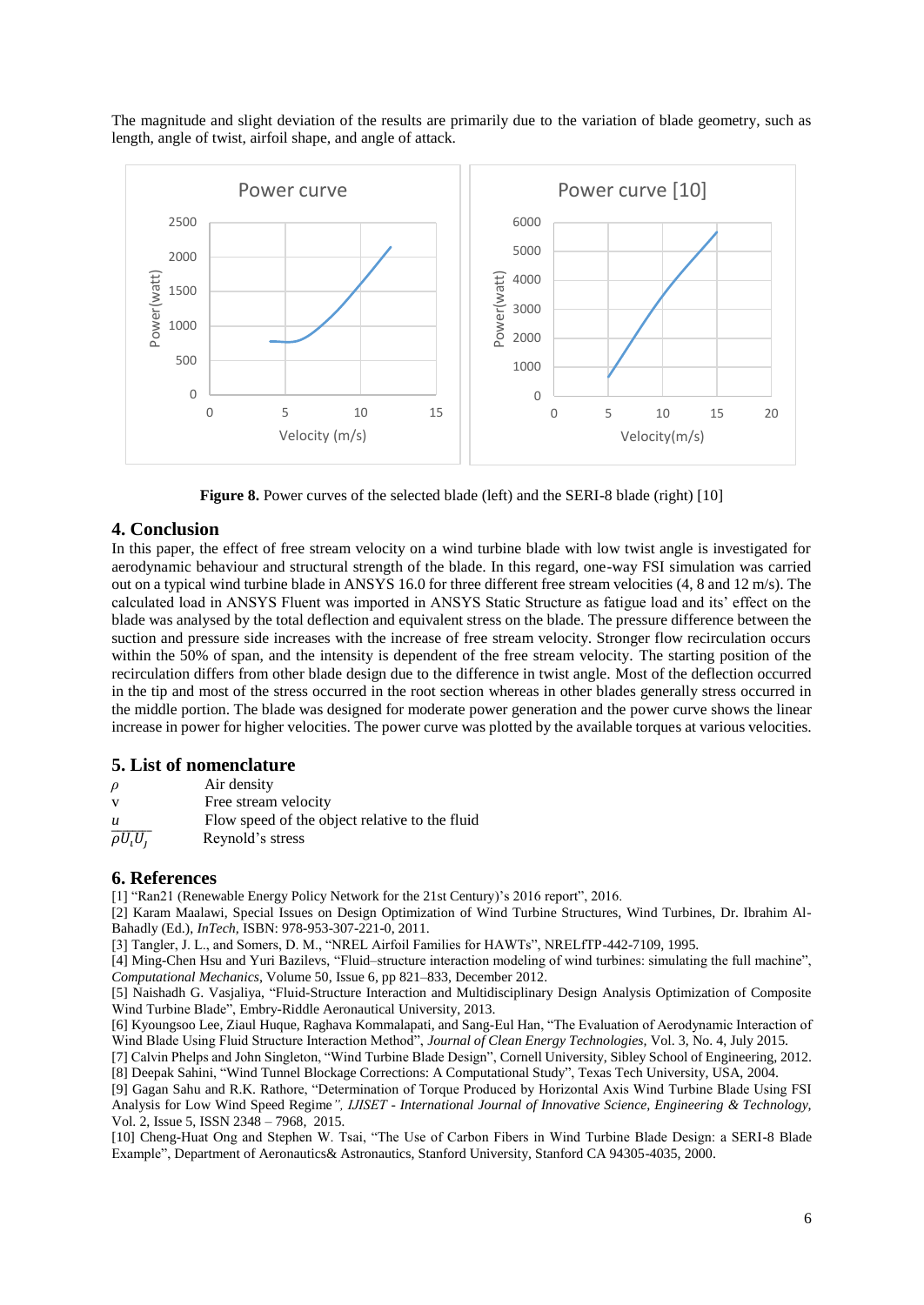The magnitude and slight deviation of the results are primarily due to the variation of blade geometry, such as length, angle of twist, airfoil shape, and angle of attack.

Power curve

Power(watt)

2500
2000
1500
1000
500
0

0 5 10 15

Velocity (m/s)

Power curve [10]

Power(watt)

6000
5000
4000
3000
2000
1000
0

0 5 10 15 20

Velocity(m/s)

**Figure 8.** Power curves of the selected blade (left) and the SERI-8 blade (right) [10]

## 4. Conclusion

In this paper, the effect of free stream velocity on a wind turbine blade with low twist angle is investigated for aerodynamic behaviour and structural strength of the blade. In this regard, one-way FSI simulation was carried out on a typical wind turbine blade in ANSYS 16.0 for three different free stream velocities (4, 8 and 12 m/s). The calculated load in ANSYS Fluent was imported in ANSYS Static Structure as fatigue load and its' effect on the blade was analysed by the total deflection and equivalent stress on the blade. The pressure difference between the suction and pressure side increases with the increase of free stream velocity. Stronger flow recirculation occurs within the 50% of span, and the intensity is dependent of the free stream velocity. The starting position of the recirculation differs from other blade design due to the difference in twist angle. Most of the deflection occurred in the tip and most of the stress occurred in the root section whereas in other blades generally stress occurred in the middle portion. The blade was designed for moderate power generation and the power curve shows the linear increase in power for higher velocities. The power curve was plotted by the available torques at various velocities.

## 5. List of nomenclature

| | |
|---|---|
| $\rho$ | Air density |
| v | Free stream velocity |
| $u$ | Flow speed of the object relative to the fluid |
| $\overline{\rho U_i U_j}$ | Reynold's stress |

## 6. References

[1] "Ran21 (Renewable Energy Policy Network for the 21st Century)'s 2016 report", 2016.

[2] Karam Maalawi, Special Issues on Design Optimization of Wind Turbine Structures, Wind Turbines, Dr. Ibrahim Al-Bahadly (Ed.), *InTech*, ISBN: 978-953-307-221-0, 2011.

[3] Tangler, J. L., and Somers, D. M., "NREL Airfoil Families for HAWTs", NRELfTP-442-7109, 1995.

[4] Ming-Chen Hsu and Yuri Bazilevs, "Fluid–structure interaction modeling of wind turbines: simulating the full machine", *Computational Mechanics*, Volume 50, Issue 6, pp 821–833, December 2012.

[5] Naishadh G. Vasjaliya, "Fluid-Structure Interaction and Multidisciplinary Design Analysis Optimization of Composite Wind Turbine Blade", Embry-Riddle Aeronautical University, 2013.

[6] Kyoungsoo Lee, Ziaul Huque, Raghava Kommalapati, and Sang-Eul Han, "The Evaluation of Aerodynamic Interaction of Wind Blade Using Fluid Structure Interaction Method", *Journal of Clean Energy Technologies*, Vol. 3, No. 4, July 2015.

[7] Calvin Phelps and John Singleton, "Wind Turbine Blade Design", Cornell University, Sibley School of Engineering, 2012.

[8] Deepak Sahini, "Wind Tunnel Blockage Corrections: A Computational Study", Texas Tech University, USA, 2004.

[9] Gagan Sahu and R.K. Rathore, "Determination of Torque Produced by Horizontal Axis Wind Turbine Blade Using FSI Analysis for Low Wind Speed Regime*", IJISET - International Journal of Innovative Science, Engineering & Technology*, Vol. 2, Issue 5, ISSN 2348 – 7968, 2015.

[10] Cheng-Huat Ong and Stephen W. Tsai, "The Use of Carbon Fibers in Wind Turbine Blade Design: a SERI-8 Blade Example", Department of Aeronautics& Astronautics, Stanford University, Stanford CA 94305-4035, 2000.